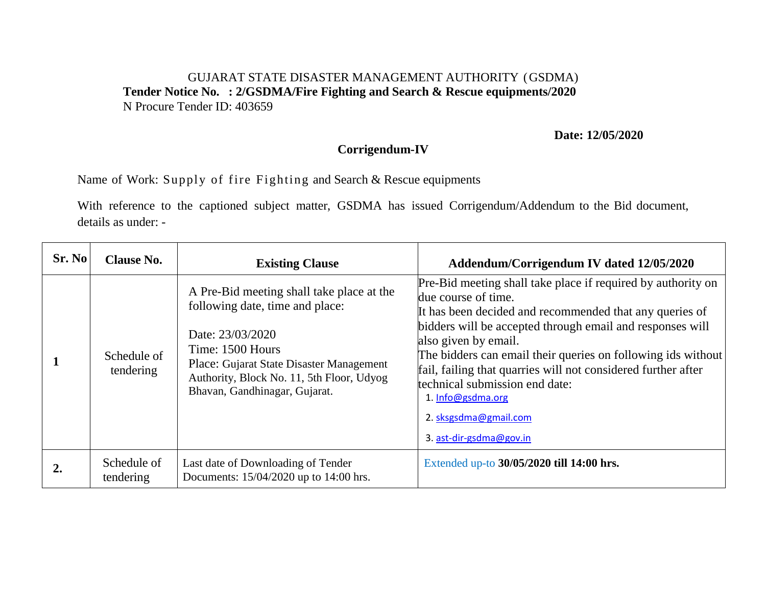GUJARAT STATE DISASTER MANAGEMENT AUTHORITY (GSDMA)

**Tender Notice No. : 2/GSDMA/Fire Fighting and Search & Rescue equipments/2020**

N Procure Tender ID: 403659

**Date: 12/05/2020**

## Corrigendum-IV

Name of Work: Supply of fire Fighting and Search & Rescue equipments

With reference to the captioned subject matter, GSDMA has issued Corrigendum/Addendum to the Bid document, details as under: -

| Sr. No | Clause No. | Existing Clause | Addendum/Corrigendum IV dated 12/05/2020 |
|---|---|---|---|
| **1** | Schedule of tendering | A Pre-Bid meeting shall take place at the following date, time and place:<br><br>Date: 23/03/2020<br>Time: 1500 Hours<br>Place: Gujarat State Disaster Management Authority, Block No. 11, 5th Floor, Udyog Bhavan, Gandhinagar, Gujarat. | Pre-Bid meeting shall take place if required by authority on due course of time.<br>It has been decided and recommended that any queries of bidders will be accepted through email and responses will also given by email.<br>The bidders can email their queries on following ids without fail, failing that quarries will not considered further after technical submission end date:<br>1. Info@gsdma.org<br>2. sksgsdma@gmail.com<br>3. ast-dir-gsdma@gov.in |
| **2.** | Schedule of tendering | Last date of Downloading of Tender Documents: 15/04/2020 up to 14:00 hrs. | Extended up-to **30/05/2020 till 14:00 hrs.** |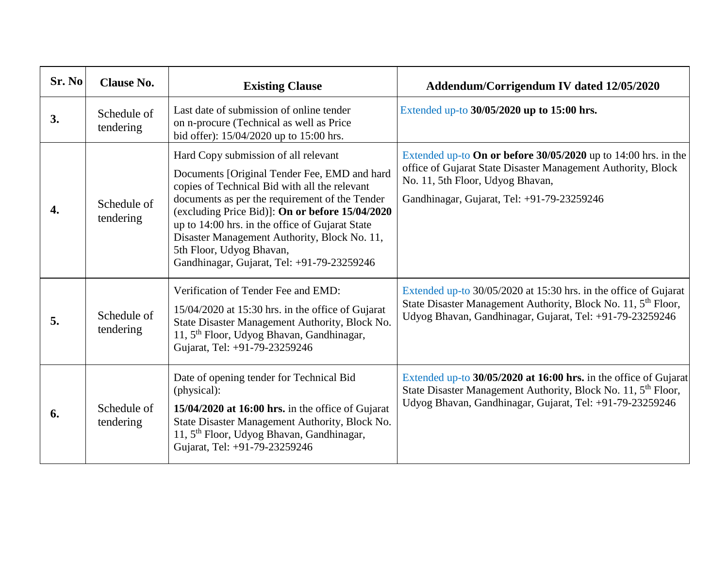| Sr. No | Clause No. | Existing Clause | Addendum/Corrigendum IV dated 12/05/2020 |
|---|---|---|---|
| **3.** | Schedule of tendering | Last date of submission of online tender on n-procure (Technical as well as Price bid offer): 15/04/2020 up to 15:00 hrs. | Extended up-to **30/05/2020 up to 15:00 hrs.** |
| **4.** | Schedule of tendering | Hard Copy submission of all relevant<br><br>Documents [Original Tender Fee, EMD and hard copies of Technical Bid with all the relevant documents as per the requirement of the Tender (excluding Price Bid)]: **On or before 15/04/2020** up to 14:00 hrs. in the office of Gujarat State Disaster Management Authority, Block No. 11, 5th Floor, Udyog Bhavan,<br>Gandhinagar, Gujarat, Tel: +91-79-23259246 | Extended up-to **On or before 30/05/2020** up to 14:00 hrs. in the office of Gujarat State Disaster Management Authority, Block No. 11, 5th Floor, Udyog Bhavan,<br><br>Gandhinagar, Gujarat, Tel: +91-79-23259246 |
| **5.** | Schedule of tendering | Verification of Tender Fee and EMD:<br><br>15/04/2020 at 15:30 hrs. in the office of Gujarat State Disaster Management Authority, Block No. 11, 5th Floor, Udyog Bhavan, Gandhinagar, Gujarat, Tel: +91-79-23259246 | Extended up-to 30/05/2020 at 15:30 hrs. in the office of Gujarat State Disaster Management Authority, Block No. 11, 5th Floor, Udyog Bhavan, Gandhinagar, Gujarat, Tel: +91-79-23259246 |
| **6.** | Schedule of tendering | Date of opening tender for Technical Bid (physical):<br><br>**15/04/2020 at 16:00 hrs.** in the office of Gujarat State Disaster Management Authority, Block No. 11, 5th Floor, Udyog Bhavan, Gandhinagar, Gujarat, Tel: +91-79-23259246 | Extended up-to **30/05/2020 at 16:00 hrs.** in the office of Gujarat State Disaster Management Authority, Block No. 11, 5th Floor, Udyog Bhavan, Gandhinagar, Gujarat, Tel: +91-79-23259246 |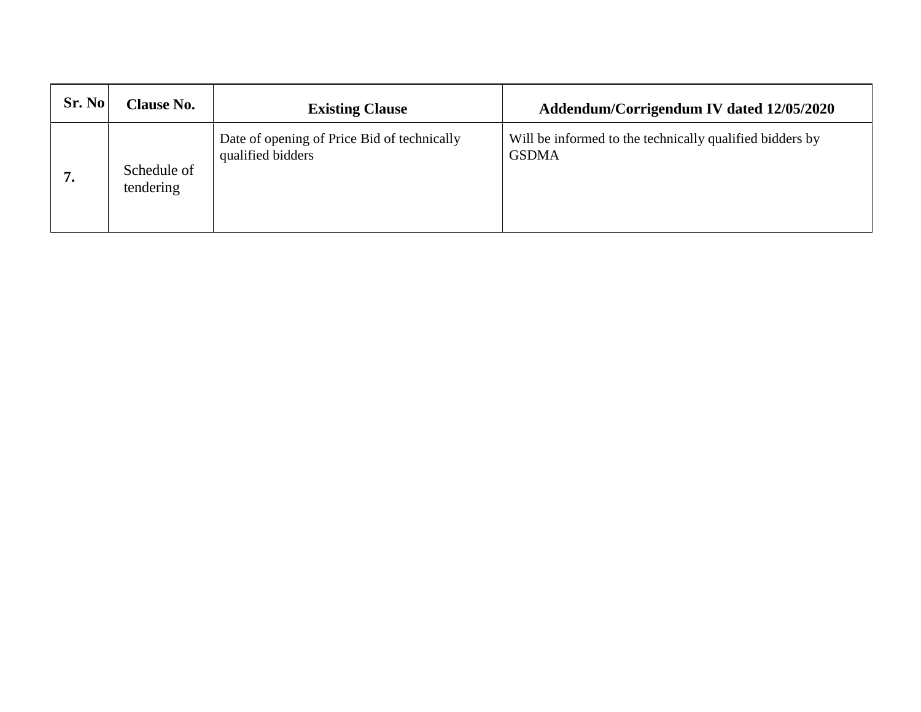| Sr. No | Clause No. | Existing Clause | Addendum/Corrigendum IV dated 12/05/2020 |
|---|---|---|---|
| **7.** | Schedule of tendering | Date of opening of Price Bid of technically qualified bidders | Will be informed to the technically qualified bidders by GSDMA |